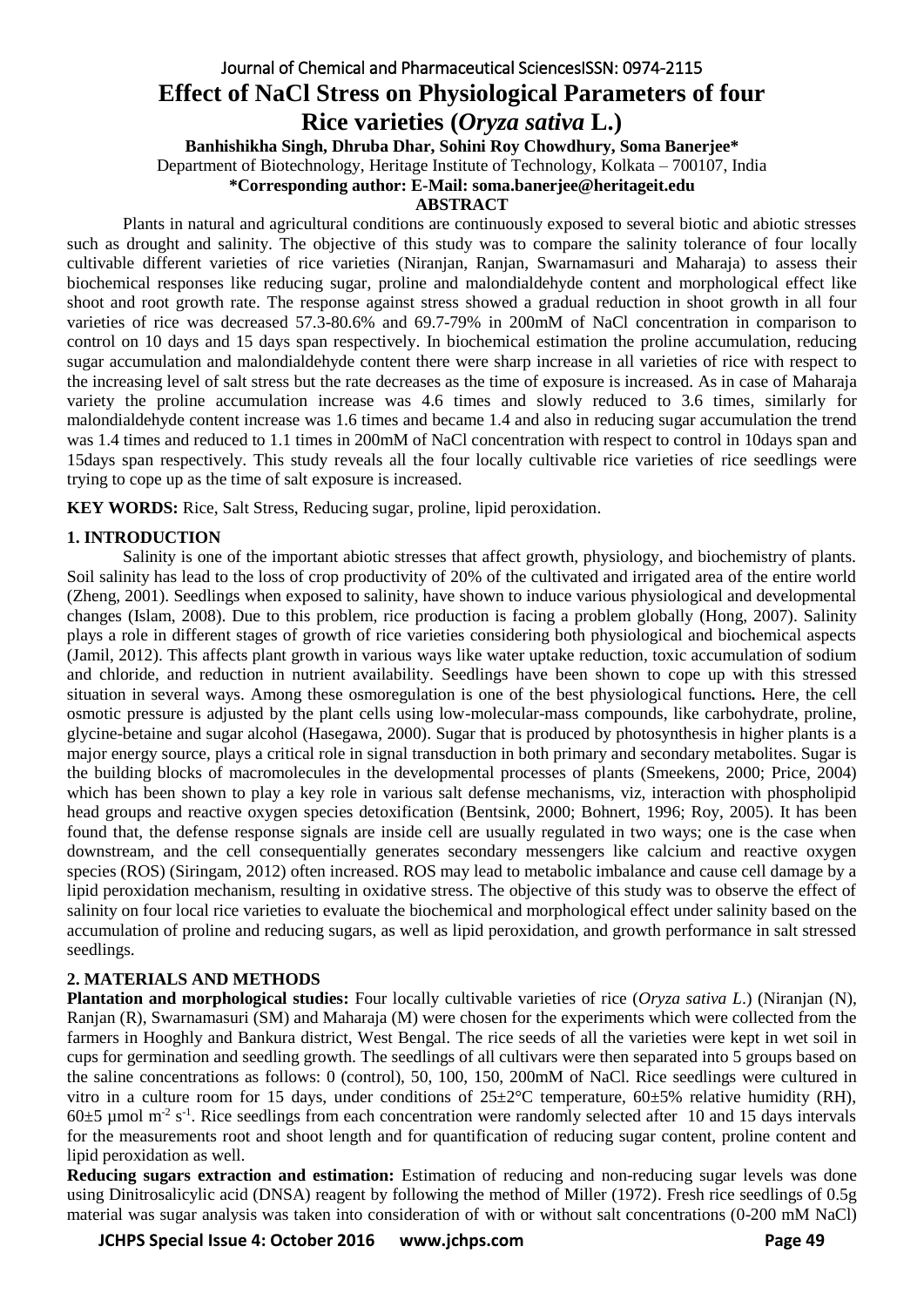# Effect of NaCl Stress on Physiological Parameters of four Rice varieties (*Oryza sativa* L.)

**Banhishikha Singh, Dhruba Dhar, Sohini Roy Chowdhury, Soma Banerjee***

Department of Biotechnology, Heritage Institute of Technology, Kolkata – 700107, India

**\*Corresponding author: E-Mail: soma.banerjee@heritageit.edu**

## ABSTRACT

Plants in natural and agricultural conditions are continuously exposed to several biotic and abiotic stresses such as drought and salinity. The objective of this study was to compare the salinity tolerance of four locally cultivable different varieties of rice varieties (Niranjan, Ranjan, Swarnamasuri and Maharaja) to assess their biochemical responses like reducing sugar, proline and malondialdehyde content and morphological effect like shoot and root growth rate. The response against stress showed a gradual reduction in shoot growth in all four varieties of rice was decreased 57.3-80.6% and 69.7-79% in 200mM of NaCl concentration in comparison to control on 10 days and 15 days span respectively. In biochemical estimation the proline accumulation, reducing sugar accumulation and malondialdehyde content there were sharp increase in all varieties of rice with respect to the increasing level of salt stress but the rate decreases as the time of exposure is increased. As in case of Maharaja variety the proline accumulation increase was 4.6 times and slowly reduced to 3.6 times, similarly for malondialdehyde content increase was 1.6 times and became 1.4 and also in reducing sugar accumulation the trend was 1.4 times and reduced to 1.1 times in 200mM of NaCl concentration with respect to control in 10days span and 15days span respectively. This study reveals all the four locally cultivable rice varieties of rice seedlings were trying to cope up as the time of salt exposure is increased.

**KEY WORDS:** Rice, Salt Stress, Reducing sugar, proline, lipid peroxidation.

## 1. INTRODUCTION

Salinity is one of the important abiotic stresses that affect growth, physiology, and biochemistry of plants. Soil salinity has lead to the loss of crop productivity of 20% of the cultivated and irrigated area of the entire world (Zheng, 2001). Seedlings when exposed to salinity, have shown to induce various physiological and developmental changes (Islam, 2008). Due to this problem, rice production is facing a problem globally (Hong, 2007). Salinity plays a role in different stages of growth of rice varieties considering both physiological and biochemical aspects (Jamil, 2012). This affects plant growth in various ways like water uptake reduction, toxic accumulation of sodium and chloride, and reduction in nutrient availability. Seedlings have been shown to cope up with this stressed situation in several ways. Among these osmoregulation is one of the best physiological functions**.** Here, the cell osmotic pressure is adjusted by the plant cells using low-molecular-mass compounds, like carbohydrate, proline, glycine-betaine and sugar alcohol (Hasegawa, 2000). Sugar that is produced by photosynthesis in higher plants is a major energy source, plays a critical role in signal transduction in both primary and secondary metabolites. Sugar is the building blocks of macromolecules in the developmental processes of plants (Smeekens, 2000; Price, 2004) which has been shown to play a key role in various salt defense mechanisms, viz, interaction with phospholipid head groups and reactive oxygen species detoxification (Bentsink, 2000; Bohnert, 1996; Roy, 2005). It has been found that, the defense response signals are inside cell are usually regulated in two ways; one is the case when downstream, and the cell consequentially generates secondary messengers like calcium and reactive oxygen species (ROS) (Siringam, 2012) often increased. ROS may lead to metabolic imbalance and cause cell damage by a lipid peroxidation mechanism, resulting in oxidative stress. The objective of this study was to observe the effect of salinity on four local rice varieties to evaluate the biochemical and morphological effect under salinity based on the accumulation of proline and reducing sugars, as well as lipid peroxidation, and growth performance in salt stressed seedlings.

## 2. MATERIALS AND METHODS

**Plantation and morphological studies:** Four locally cultivable varieties of rice (*Oryza sativa L.*) (Niranjan (N), Ranjan (R), Swarnamasuri (SM) and Maharaja (M) were chosen for the experiments which were collected from the farmers in Hooghly and Bankura district, West Bengal. The rice seeds of all the varieties were kept in wet soil in cups for germination and seedling growth. The seedlings of all cultivars were then separated into 5 groups based on the saline concentrations as follows: 0 (control), 50, 100, 150, 200mM of NaCl. Rice seedlings were cultured in vitro in a culture room for 15 days, under conditions of 25±2°C temperature, 60±5% relative humidity (RH), 60±5 µmol $m^{-2}$ $s^{-1}$. Rice seedlings from each concentration were randomly selected after 10 and 15 days intervals for the measurements root and shoot length and for quantification of reducing sugar content, proline content and lipid peroxidation as well.

**Reducing sugars extraction and estimation:** Estimation of reducing and non-reducing sugar levels was done using Dinitrosalicylic acid (DNSA) reagent by following the method of Miller (1972). Fresh rice seedlings of 0.5g material was sugar analysis was taken into consideration of with or without salt concentrations (0-200 mM NaCl)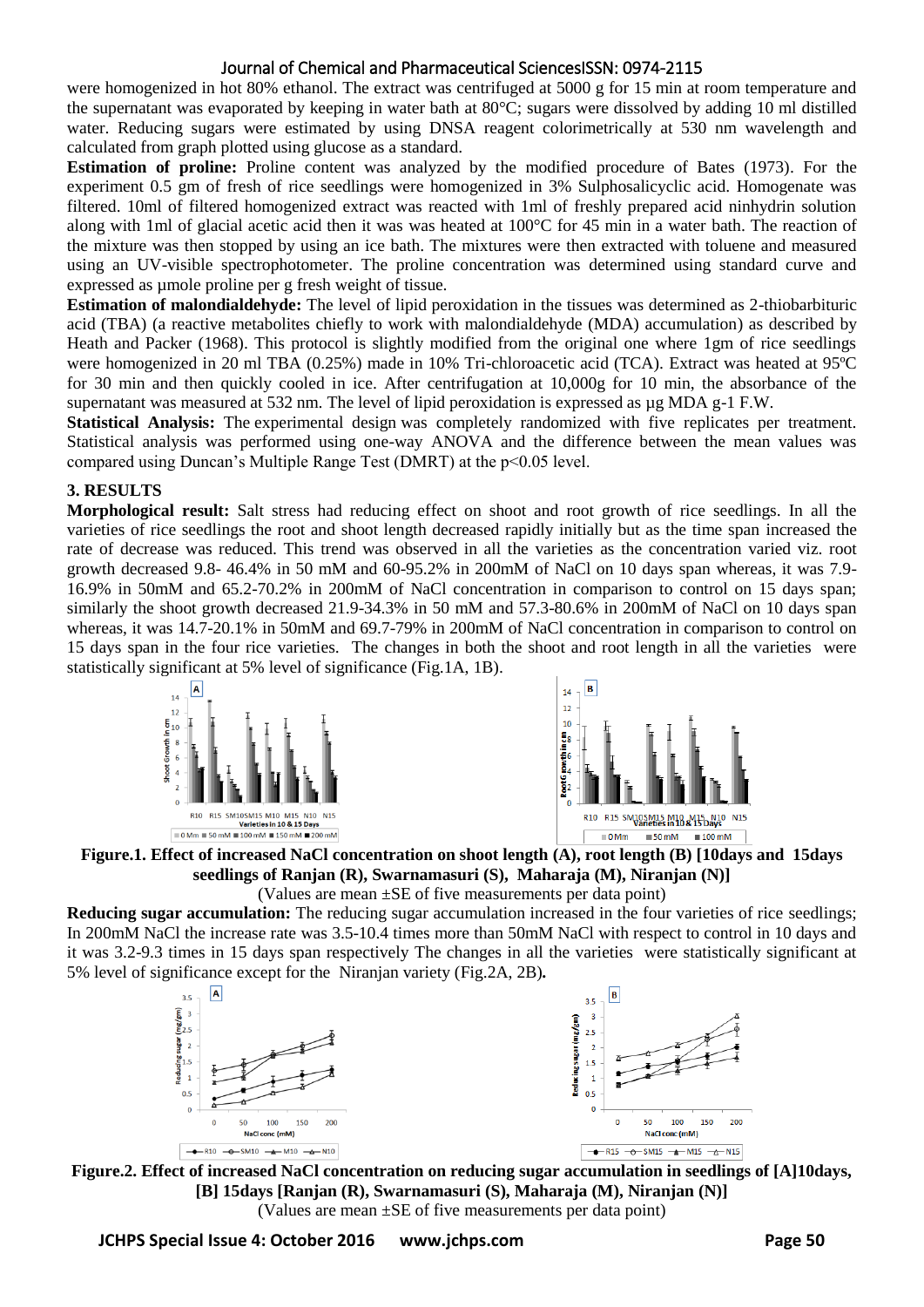were homogenized in hot 80% ethanol. The extract was centrifuged at 5000 g for 15 min at room temperature and the supernatant was evaporated by keeping in water bath at 80°C; sugars were dissolved by adding 10 ml distilled water. Reducing sugars were estimated by using DNSA reagent colorimetrically at 530 nm wavelength and calculated from graph plotted using glucose as a standard.

**Estimation of proline:** Proline content was analyzed by the modified procedure of Bates (1973). For the experiment 0.5 gm of fresh of rice seedlings were homogenized in 3% Sulphosalicyclic acid. Homogenate was filtered. 10ml of filtered homogenized extract was reacted with 1ml of freshly prepared acid ninhydrin solution along with 1ml of glacial acetic acid then it was heated at 100°C for 45 min in a water bath. The reaction of the mixture was then stopped by using an ice bath. The mixtures were then extracted with toluene and measured using an UV-visible spectrophotometer. The proline concentration was determined using standard curve and expressed as µmole proline per g fresh weight of tissue.

**Estimation of malondialdehyde:** The level of lipid peroxidation in the tissues was determined as 2-thiobarbituric acid (TBA) (a reactive metabolites chiefly to work with malondialdehyde (MDA) accumulation) as described by Heath and Packer (1968). This protocol is slightly modified from the original one where 1gm of rice seedlings were homogenized in 20 ml TBA (0.25%) made in 10% Tri-chloroacetic acid (TCA). Extract was heated at 95ºC for 30 min and then quickly cooled in ice. After centrifugation at 10,000g for 10 min, the absorbance of the supernatant was measured at 532 nm. The level of lipid peroxidation is expressed as µg MDA g-1 F.W.

**Statistical Analysis:** The experimental design was completely randomized with five replicates per treatment. Statistical analysis was performed using one-way ANOVA and the difference between the mean values was compared using Duncan's Multiple Range Test (DMRT) at the $p<0.05$ level.

## 3. RESULTS

**Morphological result:** Salt stress had reducing effect on shoot and root growth of rice seedlings. In all the varieties of rice seedlings the root and shoot length decreased rapidly initially but as the time span increased the rate of decrease was reduced. This trend was observed in all the varieties as the concentration varied viz. root growth decreased 9.8- 46.4% in 50 mM and 60-95.2% in 200mM of NaCl on 10 days span whereas, it was 7.9-16.9% in 50mM and 65.2-70.2% in 200mM of NaCl concentration in comparison to control on 15 days span; similarly the shoot growth decreased 21.9-34.3% in 50 mM and 57.3-80.6% in 200mM of NaCl on 10 days span whereas, it was 14.7-20.1% in 50mM and 69.7-79% in 200mM of NaCl concentration in comparison to control on 15 days span in the four rice varieties. The changes in both the shoot and root length in all the varieties were statistically significant at 5% level of significance (Fig.1A, 1B).

**Figure.1. Effect of increased NaCl concentration on shoot length (A), root length (B) [10days and 15days seedlings of Ranjan (R), Swarnamasuri (S), Maharaja (M), Niranjan (N)]**

(Values are mean ±SE of five measurements per data point)

**Reducing sugar accumulation:** The reducing sugar accumulation increased in the four varieties of rice seedlings; In 200mM NaCl the increase rate was 3.5-10.4 times more than 50mM NaCl with respect to control in 10 days and it was 3.2-9.3 times in 15 days span respectively The changes in all the varieties were statistically significant at 5% level of significance except for the Niranjan variety (Fig.2A, 2B).

**Figure.2. Effect of increased NaCl concentration on reducing sugar accumulation in seedlings of [A]10days, [B] 15days [Ranjan (R), Swarnamasuri (S), Maharaja (M), Niranjan (N)]**

(Values are mean ±SE of five measurements per data point)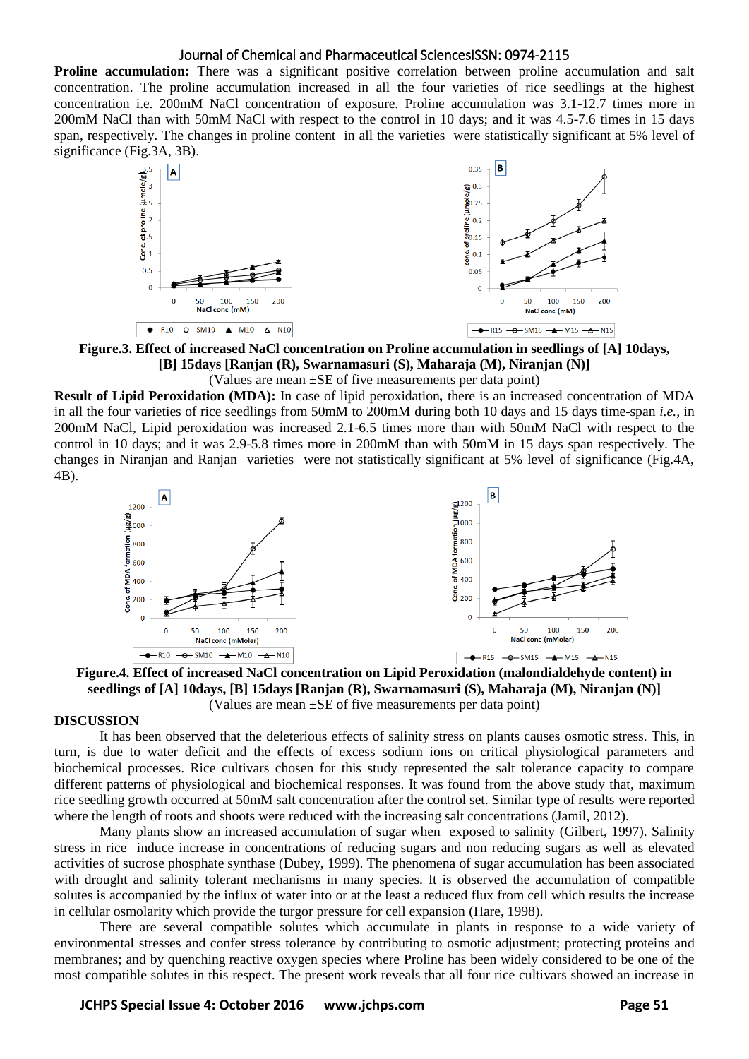**Proline accumulation:** There was a significant positive correlation between proline accumulation and salt concentration. The proline accumulation increased in all the four varieties of rice seedlings at the highest concentration i.e. 200mM NaCl concentration of exposure. Proline accumulation was 3.1-12.7 times more in 200mM NaCl than with 50mM NaCl with respect to the control in 10 days; and it was 4.5-7.6 times in 15 days span, respectively. The changes in proline content in all the varieties were statistically significant at 5% level of significance (Fig.3A, 3B).

**Figure.3. Effect of increased NaCl concentration on Proline accumulation in seedlings of [A] 10days, [B] 15days [Ranjan (R), Swarnamasuri (S), Maharaja (M), Niranjan (N)]**

(Values are mean ±SE of five measurements per data point)

**Result of Lipid Peroxidation (MDA):** In case of lipid peroxidation**,** there is an increased concentration of MDA in all the four varieties of rice seedlings from 50mM to 200mM during both 10 days and 15 days time-span *i.e.,* in 200mM NaCl, Lipid peroxidation was increased 2.1-6.5 times more than with 50mM NaCl with respect to the control in 10 days; and it was 2.9-5.8 times more in 200mM than with 50mM in 15 days span respectively. The changes in Niranjan and Ranjan varieties were not statistically significant at 5% level of significance (Fig.4A, 4B).

**Figure.4. Effect of increased NaCl concentration on Lipid Peroxidation (malondialdehyde content) in seedlings of [A] 10days, [B] 15days [Ranjan (R), Swarnamasuri (S), Maharaja (M), Niranjan (N)]**

(Values are mean ±SE of five measurements per data point)

## DISCUSSION

It has been observed that the deleterious effects of salinity stress on plants causes osmotic stress. This, in turn, is due to water deficit and the effects of excess sodium ions on critical physiological parameters and biochemical processes. Rice cultivars chosen for this study represented the salt tolerance capacity to compare different patterns of physiological and biochemical responses. It was found from the above study that, maximum rice seedling growth occurred at 50mM salt concentration after the control set. Similar type of results were reported where the length of roots and shoots were reduced with the increasing salt concentrations (Jamil, 2012).

Many plants show an increased accumulation of sugar when exposed to salinity (Gilbert, 1997). Salinity stress in rice induce increase in concentrations of reducing sugars and non reducing sugars as well as elevated activities of sucrose phosphate synthase (Dubey, 1999). The phenomena of sugar accumulation has been associated with drought and salinity tolerant mechanisms in many species. It is observed the accumulation of compatible solutes is accompanied by the influx of water into or at the least a reduced flux from cell which results the increase in cellular osmolarity which provide the turgor pressure for cell expansion (Hare, 1998).

There are several compatible solutes which accumulate in plants in response to a wide variety of environmental stresses and confer stress tolerance by contributing to osmotic adjustment; protecting proteins and membranes; and by quenching reactive oxygen species where Proline has been widely considered to be one of the most compatible solutes in this respect. The present work reveals that all four rice cultivars showed an increase in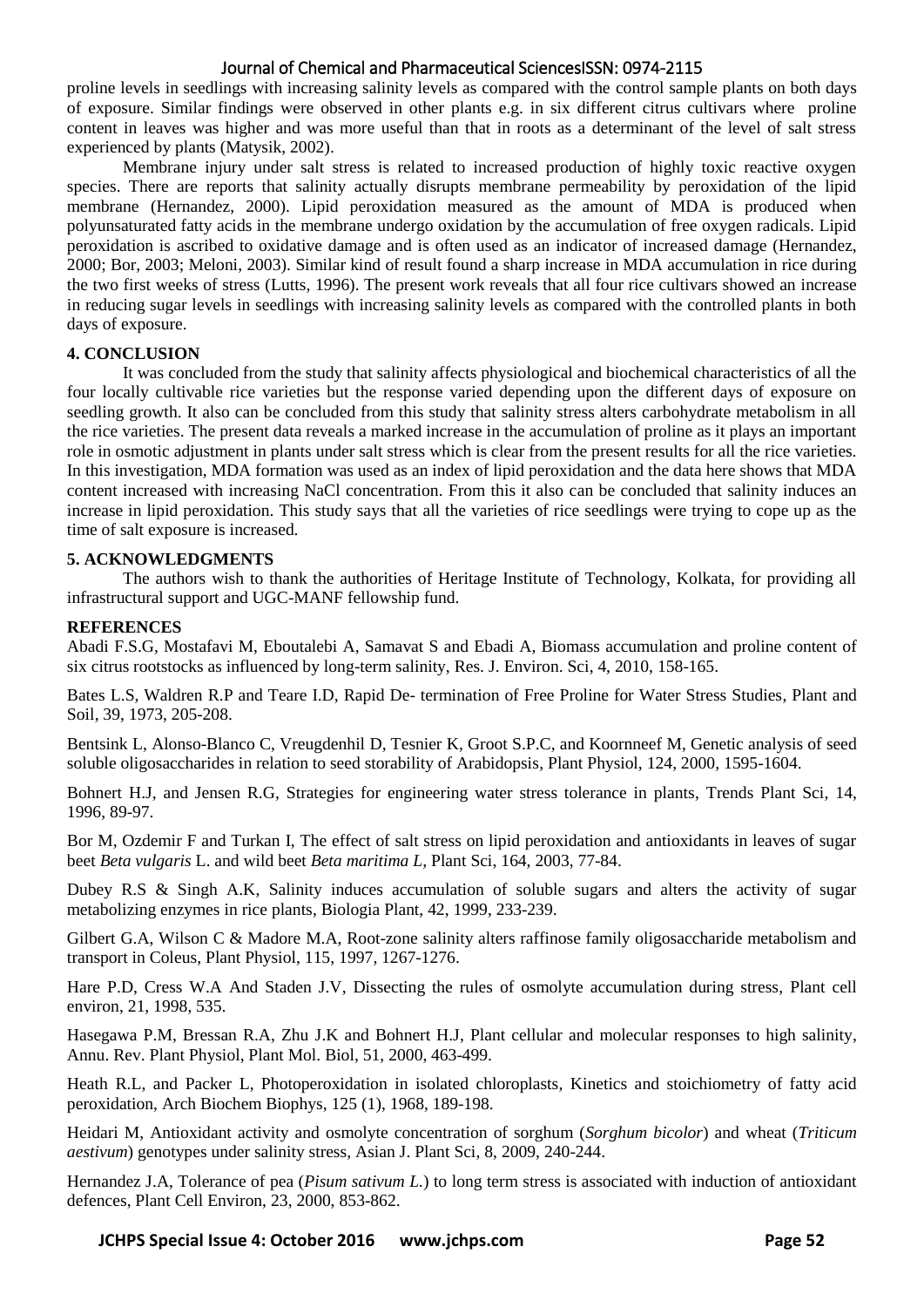proline levels in seedlings with increasing salinity levels as compared with the control sample plants on both days of exposure. Similar findings were observed in other plants e.g. in six different citrus cultivars where proline content in leaves was higher and was more useful than that in roots as a determinant of the level of salt stress experienced by plants (Matysik, 2002).

Membrane injury under salt stress is related to increased production of highly toxic reactive oxygen species. There are reports that salinity actually disrupts membrane permeability by peroxidation of the lipid membrane (Hernandez, 2000). Lipid peroxidation measured as the amount of MDA is produced when polyunsaturated fatty acids in the membrane undergo oxidation by the accumulation of free oxygen radicals. Lipid peroxidation is ascribed to oxidative damage and is often used as an indicator of increased damage (Hernandez, 2000; Bor, 2003; Meloni, 2003). Similar kind of result found a sharp increase in MDA accumulation in rice during the two first weeks of stress (Lutts, 1996). The present work reveals that all four rice cultivars showed an increase in reducing sugar levels in seedlings with increasing salinity levels as compared with the controlled plants in both days of exposure.

## 4. CONCLUSION

It was concluded from the study that salinity affects physiological and biochemical characteristics of all the four locally cultivable rice varieties but the response varied depending upon the different days of exposure on seedling growth. It also can be concluded from this study that salinity stress alters carbohydrate metabolism in all the rice varieties. The present data reveals a marked increase in the accumulation of proline as it plays an important role in osmotic adjustment in plants under salt stress which is clear from the present results for all the rice varieties. In this investigation, MDA formation was used as an index of lipid peroxidation and the data here shows that MDA content increased with increasing NaCl concentration. From this it also can be concluded that salinity induces an increase in lipid peroxidation. This study says that all the varieties of rice seedlings were trying to cope up as the time of salt exposure is increased.

## 5. ACKNOWLEDGMENTS

The authors wish to thank the authorities of Heritage Institute of Technology, Kolkata, for providing all infrastructural support and UGC-MANF fellowship fund.

## REFERENCES

Abadi F.S.G, Mostafavi M, Eboutalebi A, Samavat S and Ebadi A, Biomass accumulation and proline content of six citrus rootstocks as influenced by long-term salinity, Res. J. Environ. Sci, 4, 2010, 158-165.

Bates L.S, Waldren R.P and Teare I.D, Rapid De- termination of Free Proline for Water Stress Studies, Plant and Soil, 39, 1973, 205-208.

Bentsink L, Alonso-Blanco C, Vreugdenhil D, Tesnier K, Groot S.P.C, and Koornneef M, Genetic analysis of seed soluble oligosaccharides in relation to seed storability of Arabidopsis, Plant Physiol, 124, 2000, 1595-1604.

Bohnert H.J, and Jensen R.G, Strategies for engineering water stress tolerance in plants, Trends Plant Sci, 14, 1996, 89-97.

Bor M, Ozdemir F and Turkan I, The effect of salt stress on lipid peroxidation and antioxidants in leaves of sugar beet *Beta vulgaris* L. and wild beet *Beta maritima L*, Plant Sci, 164, 2003, 77-84.

Dubey R.S & Singh A.K, Salinity induces accumulation of soluble sugars and alters the activity of sugar metabolizing enzymes in rice plants, Biologia Plant, 42, 1999, 233-239.

Gilbert G.A, Wilson C & Madore M.A, Root-zone salinity alters raffinose family oligosaccharide metabolism and transport in Coleus, Plant Physiol, 115, 1997, 1267-1276.

Hare P.D, Cress W.A And Staden J.V, Dissecting the rules of osmolyte accumulation during stress, Plant cell environ, 21, 1998, 535.

Hasegawa P.M, Bressan R.A, Zhu J.K and Bohnert H.J, Plant cellular and molecular responses to high salinity, Annu. Rev. Plant Physiol, Plant Mol. Biol, 51, 2000, 463-499.

Heath R.L, and Packer L, Photoperoxidation in isolated chloroplasts, Kinetics and stoichiometry of fatty acid peroxidation, Arch Biochem Biophys, 125 (1), 1968, 189-198.

Heidari M, Antioxidant activity and osmolyte concentration of sorghum (*Sorghum bicolor*) and wheat (*Triticum aestivum*) genotypes under salinity stress, Asian J. Plant Sci, 8, 2009, 240-244.

Hernandez J.A, Tolerance of pea (*Pisum sativum L.*) to long term stress is associated with induction of antioxidant defences, Plant Cell Environ, 23, 2000, 853-862.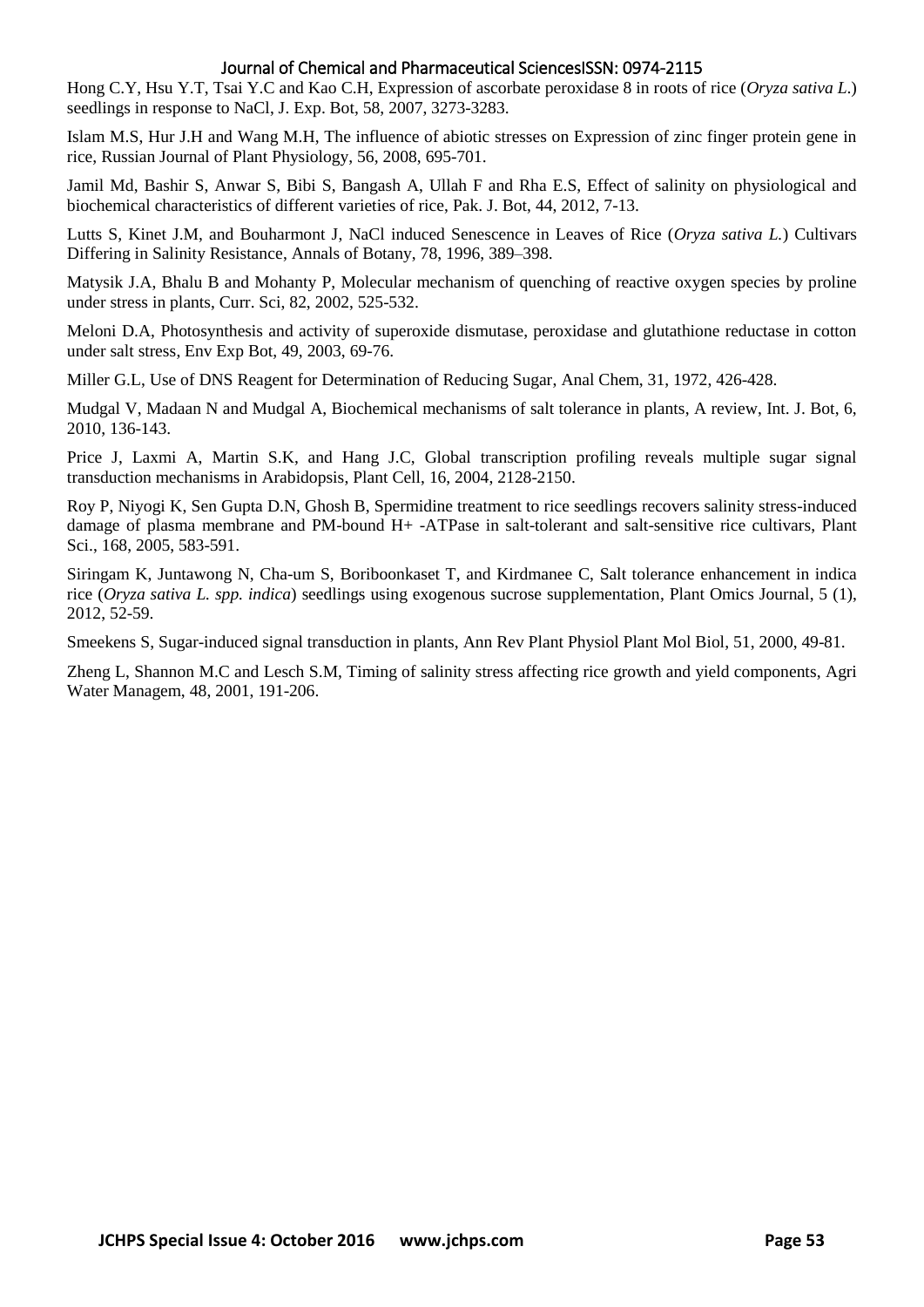Hong C.Y, Hsu Y.T, Tsai Y.C and Kao C.H, Expression of ascorbate peroxidase 8 in roots of rice (*Oryza sativa L.*) seedlings in response to NaCl, J. Exp. Bot, 58, 2007, 3273-3283.

Islam M.S, Hur J.H and Wang M.H, The influence of abiotic stresses on Expression of zinc finger protein gene in rice, Russian Journal of Plant Physiology, 56, 2008, 695-701.

Jamil Md, Bashir S, Anwar S, Bibi S, Bangash A, Ullah F and Rha E.S, Effect of salinity on physiological and biochemical characteristics of different varieties of rice, Pak. J. Bot, 44, 2012, 7-13.

Lutts S, Kinet J.M, and Bouharmont J, NaCl induced Senescence in Leaves of Rice (*Oryza sativa L.*) Cultivars Differing in Salinity Resistance, Annals of Botany, 78, 1996, 389–398.

Matysik J.A, Bhalu B and Mohanty P, Molecular mechanism of quenching of reactive oxygen species by proline under stress in plants, Curr. Sci, 82, 2002, 525-532.

Meloni D.A, Photosynthesis and activity of superoxide dismutase, peroxidase and glutathione reductase in cotton under salt stress, Env Exp Bot, 49, 2003, 69-76.

Miller G.L, Use of DNS Reagent for Determination of Reducing Sugar, Anal Chem, 31, 1972, 426-428.

Mudgal V, Madaan N and Mudgal A, Biochemical mechanisms of salt tolerance in plants, A review, Int. J. Bot, 6, 2010, 136-143.

Price J, Laxmi A, Martin S.K, and Hang J.C, Global transcription profiling reveals multiple sugar signal transduction mechanisms in Arabidopsis, Plant Cell, 16, 2004, 2128-2150.

Roy P, Niyogi K, Sen Gupta D.N, Ghosh B, Spermidine treatment to rice seedlings recovers salinity stress-induced damage of plasma membrane and PM-bound H+ -ATPase in salt-tolerant and salt-sensitive rice cultivars, Plant Sci., 168, 2005, 583-591.

Siringam K, Juntawong N, Cha-um S, Boriboonkaset T, and Kirdmanee C, Salt tolerance enhancement in indica rice (*Oryza sativa L. spp. indica*) seedlings using exogenous sucrose supplementation, Plant Omics Journal, 5 (1), 2012, 52-59.

Smeekens S, Sugar-induced signal transduction in plants, Ann Rev Plant Physiol Plant Mol Biol, 51, 2000, 49-81.

Zheng L, Shannon M.C and Lesch S.M, Timing of salinity stress affecting rice growth and yield components, Agri Water Managem, 48, 2001, 191-206.